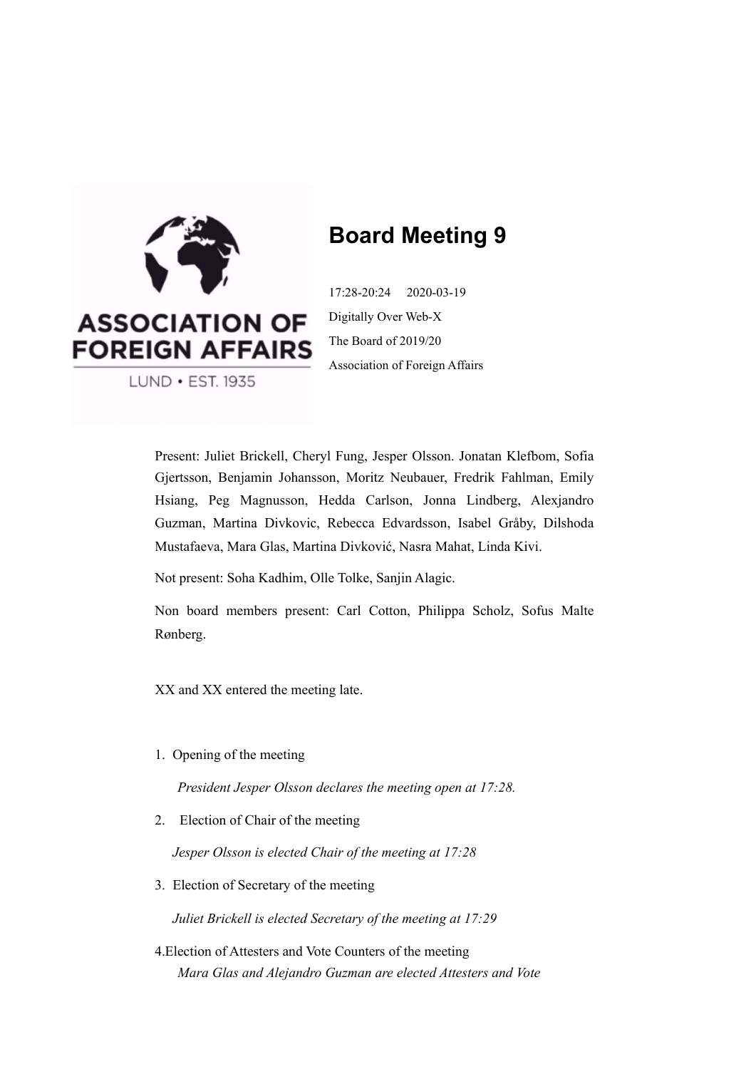# Board Meeting 9

17:28-20:24 2020-03-19

Digitally Over Web-X

The Board of 2019/20

Association of Foreign Affairs

Present: Juliet Brickell, Cheryl Fung, Jesper Olsson. Jonatan Klefbom, Sofia Gjertsson, Benjamin Johansson, Moritz Neubauer, Fredrik Fahlman, Emily Hsiang, Peg Magnusson, Hedda Carlson, Jonna Lindberg, Alexjandro Guzman, Martina Divkovic, Rebecca Edvardsson, Isabel Gråby, Dilshoda Mustafaeva, Mara Glas, Martina Divković, Nasra Mahat, Linda Kivi.

Not present: Soha Kadhim, Olle Tolke, Sanjin Alagic.

Non board members present: Carl Cotton, Philippa Scholz, Sofus Malte Rønberg.

XX and XX entered the meeting late.

1. Opening of the meeting

   *President Jesper Olsson declares the meeting open at 17:28.*

2. Election of Chair of the meeting

   *Jesper Olsson is elected Chair of the meeting at 17:28*

3. Election of Secretary of the meeting

   *Juliet Brickell is elected Secretary of the meeting at 17:29*

4. Election of Attesters and Vote Counters of the meeting

   *Mara Glas and Alejandro Guzman are elected Attesters and Vote*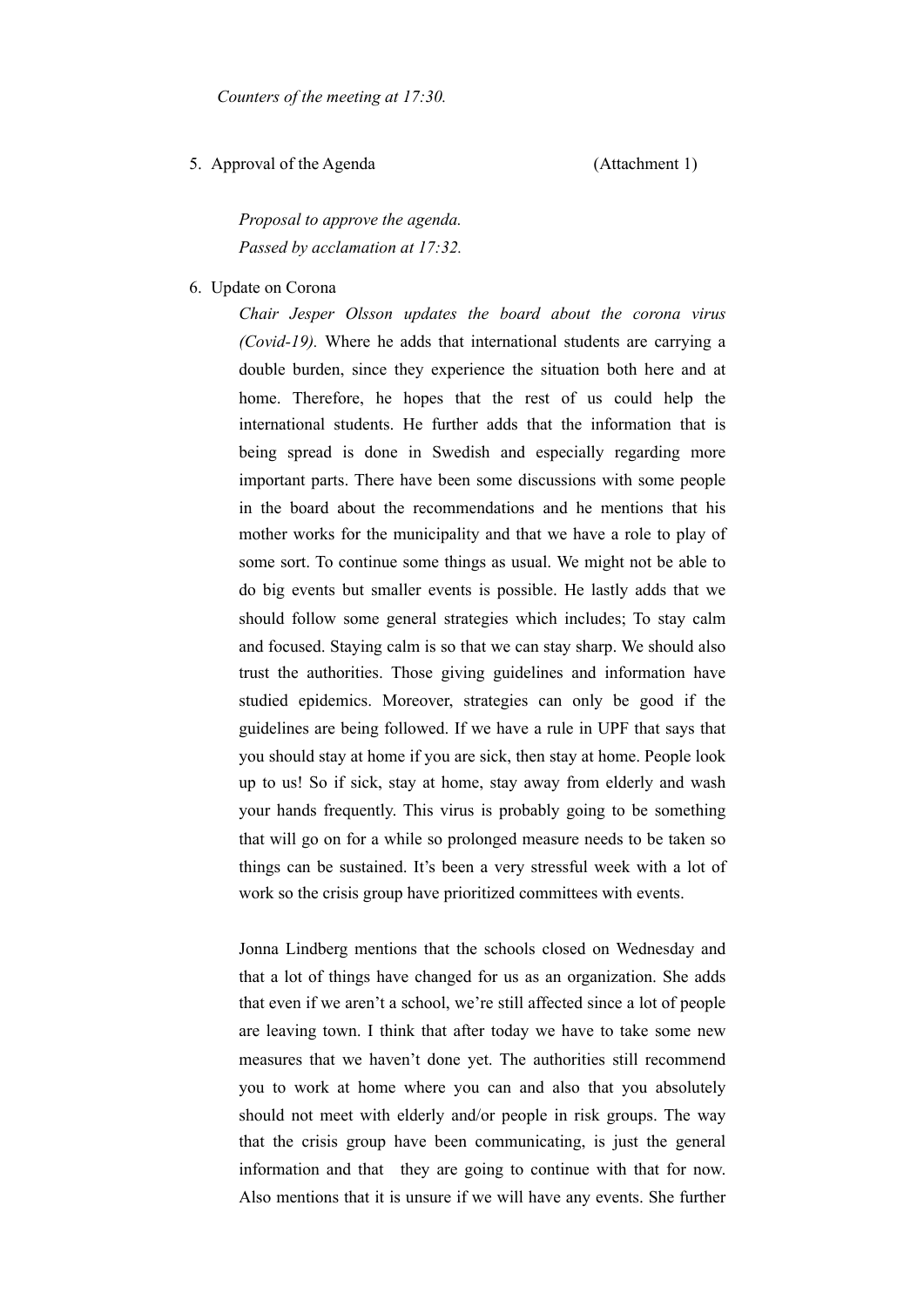*Counters of the meeting at 17:30.*

5. Approval of the Agenda (Attachment 1)

   *Proposal to approve the agenda.*
   *Passed by acclamation at 17:32.*

6. Update on Corona

   *Chair Jesper Olsson updates the board about the corona virus (Covid-19).* Where he adds that international students are carrying a double burden, since they experience the situation both here and at home. Therefore, he hopes that the rest of us could help the international students. He further adds that the information that is being spread is done in Swedish and especially regarding more important parts. There have been some discussions with some people in the board about the recommendations and he mentions that his mother works for the municipality and that we have a role to play of some sort. To continue some things as usual. We might not be able to do big events but smaller events is possible. He lastly adds that we should follow some general strategies which includes; To stay calm and focused. Staying calm is so that we can stay sharp. We should also trust the authorities. Those giving guidelines and information have studied epidemics. Moreover, strategies can only be good if the guidelines are being followed. If we have a rule in UPF that says that you should stay at home if you are sick, then stay at home. People look up to us! So if sick, stay at home, stay away from elderly and wash your hands frequently. This virus is probably going to be something that will go on for a while so prolonged measure needs to be taken so things can be sustained. It's been a very stressful week with a lot of work so the crisis group have prioritized committees with events.

   Jonna Lindberg mentions that the schools closed on Wednesday and that a lot of things have changed for us as an organization. She adds that even if we aren't a school, we're still affected since a lot of people are leaving town. I think that after today we have to take some new measures that we haven't done yet. The authorities still recommend you to work at home where you can and also that you absolutely should not meet with elderly and/or people in risk groups. The way that the crisis group have been communicating, is just the general information and that they are going to continue with that for now. Also mentions that it is unsure if we will have any events. She further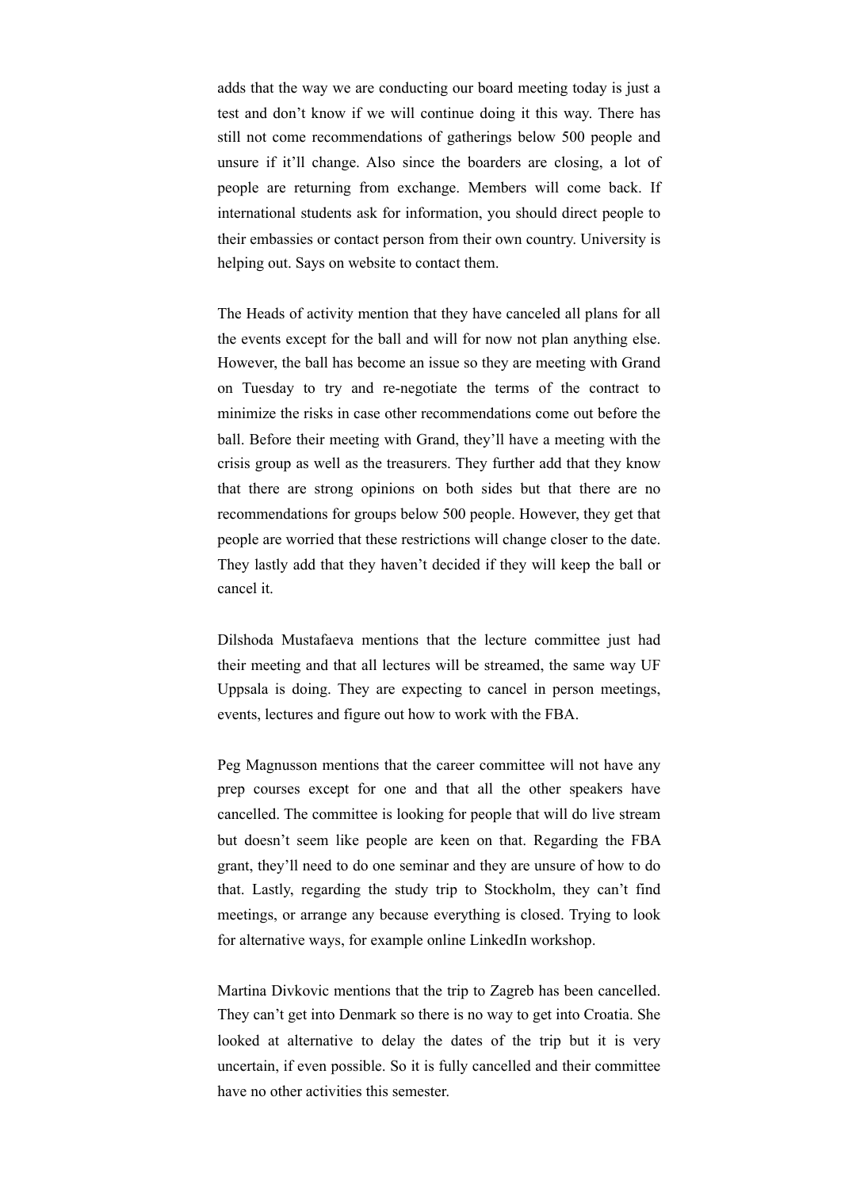adds that the way we are conducting our board meeting today is just a test and don't know if we will continue doing it this way. There has still not come recommendations of gatherings below 500 people and unsure if it'll change. Also since the boarders are closing, a lot of people are returning from exchange. Members will come back. If international students ask for information, you should direct people to their embassies or contact person from their own country. University is helping out. Says on website to contact them.

The Heads of activity mention that they have canceled all plans for all the events except for the ball and will for now not plan anything else. However, the ball has become an issue so they are meeting with Grand on Tuesday to try and re-negotiate the terms of the contract to minimize the risks in case other recommendations come out before the ball. Before their meeting with Grand, they'll have a meeting with the crisis group as well as the treasurers. They further add that they know that there are strong opinions on both sides but that there are no recommendations for groups below 500 people. However, they get that people are worried that these restrictions will change closer to the date. They lastly add that they haven't decided if they will keep the ball or cancel it.

Dilshoda Mustafaeva mentions that the lecture committee just had their meeting and that all lectures will be streamed, the same way UF Uppsala is doing. They are expecting to cancel in person meetings, events, lectures and figure out how to work with the FBA.

Peg Magnusson mentions that the career committee will not have any prep courses except for one and that all the other speakers have cancelled. The committee is looking for people that will do live stream but doesn't seem like people are keen on that. Regarding the FBA grant, they'll need to do one seminar and they are unsure of how to do that. Lastly, regarding the study trip to Stockholm, they can't find meetings, or arrange any because everything is closed. Trying to look for alternative ways, for example online LinkedIn workshop.

Martina Divkovic mentions that the trip to Zagreb has been cancelled. They can't get into Denmark so there is no way to get into Croatia. She looked at alternative to delay the dates of the trip but it is very uncertain, if even possible. So it is fully cancelled and their committee have no other activities this semester.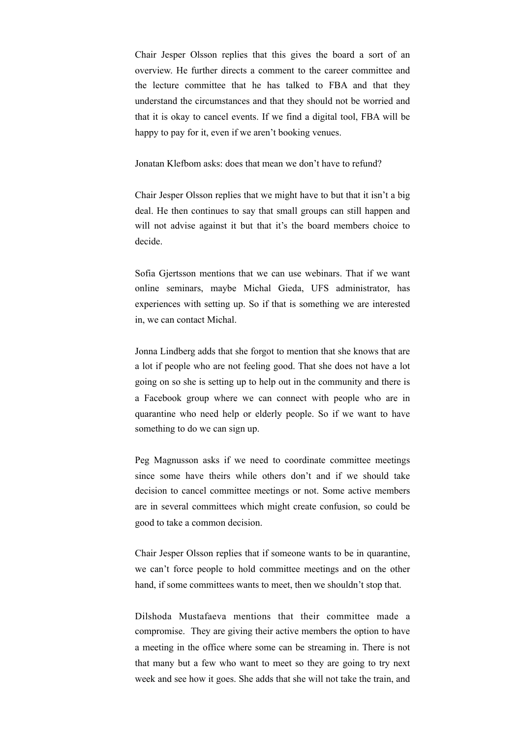Chair Jesper Olsson replies that this gives the board a sort of an overview. He further directs a comment to the career committee and the lecture committee that he has talked to FBA and that they understand the circumstances and that they should not be worried and that it is okay to cancel events. If we find a digital tool, FBA will be happy to pay for it, even if we aren't booking venues.

Jonatan Klefbom asks: does that mean we don't have to refund?

Chair Jesper Olsson replies that we might have to but that it isn't a big deal. He then continues to say that small groups can still happen and will not advise against it but that it's the board members choice to decide.

Sofia Gjertsson mentions that we can use webinars. That if we want online seminars, maybe Michal Gieda, UFS administrator, has experiences with setting up. So if that is something we are interested in, we can contact Michal.

Jonna Lindberg adds that she forgot to mention that she knows that are a lot if people who are not feeling good. That she does not have a lot going on so she is setting up to help out in the community and there is a Facebook group where we can connect with people who are in quarantine who need help or elderly people. So if we want to have something to do we can sign up.

Peg Magnusson asks if we need to coordinate committee meetings since some have theirs while others don't and if we should take decision to cancel committee meetings or not. Some active members are in several committees which might create confusion, so could be good to take a common decision.

Chair Jesper Olsson replies that if someone wants to be in quarantine, we can't force people to hold committee meetings and on the other hand, if some committees wants to meet, then we shouldn't stop that.

Dilshoda Mustafaeva mentions that their committee made a compromise. They are giving their active members the option to have a meeting in the office where some can be streaming in. There is not that many but a few who want to meet so they are going to try next week and see how it goes. She adds that she will not take the train, and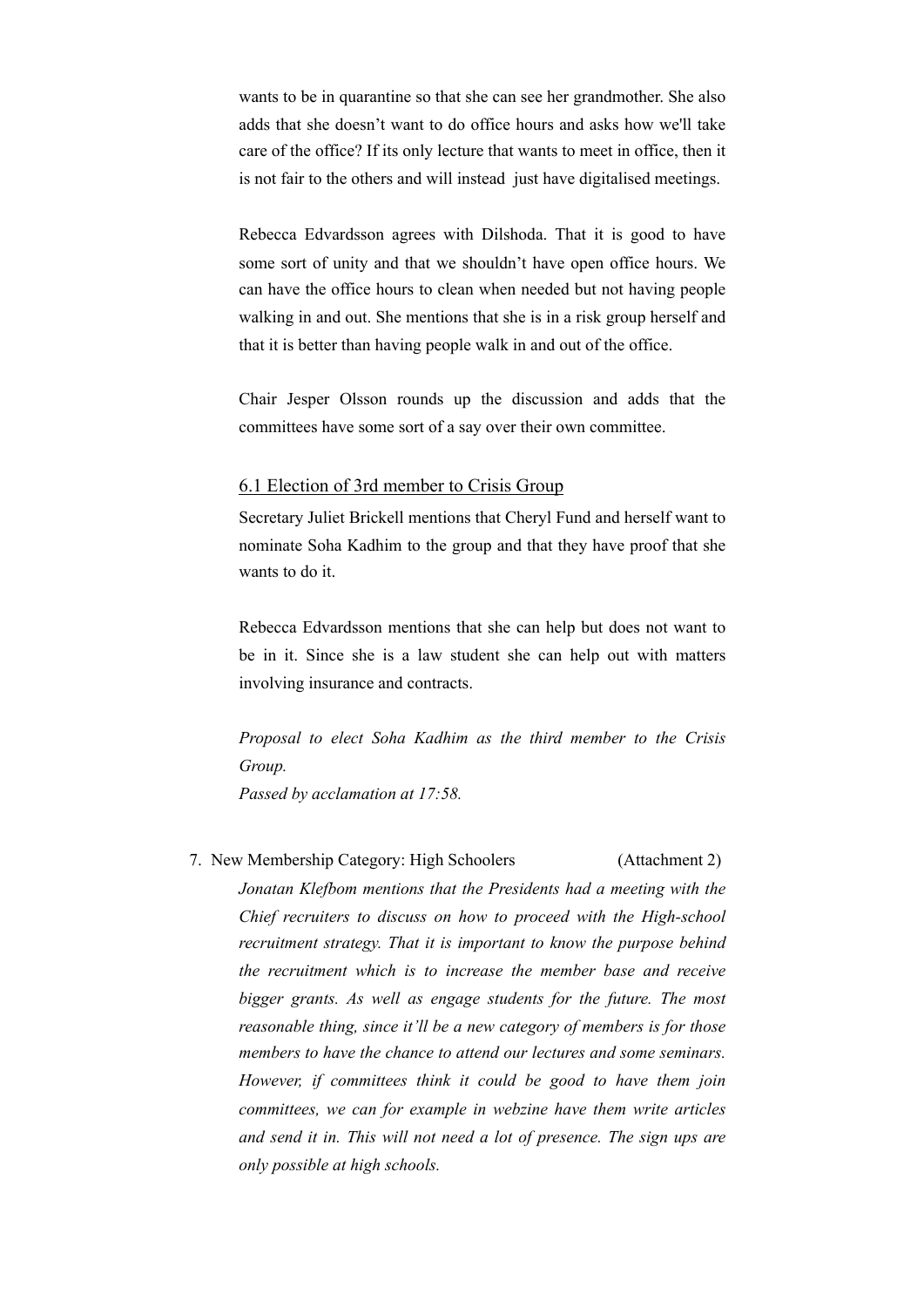wants to be in quarantine so that she can see her grandmother. She also adds that she doesn't want to do office hours and asks how we'll take care of the office? If its only lecture that wants to meet in office, then it is not fair to the others and will instead  just have digitalised meetings.

Rebecca Edvardsson agrees with Dilshoda. That it is good to have some sort of unity and that we shouldn't have open office hours. We can have the office hours to clean when needed but not having people walking in and out. She mentions that she is in a risk group herself and that it is better than having people walk in and out of the office.

Chair Jesper Olsson rounds up the discussion and adds that the committees have some sort of a say over their own committee.

### 6.1 Election of 3rd member to Crisis Group

Secretary Juliet Brickell mentions that Cheryl Fund and herself want to nominate Soha Kadhim to the group and that they have proof that she wants to do it.

Rebecca Edvardsson mentions that she can help but does not want to be in it. Since she is a law student she can help out with matters involving insurance and contracts.

*Proposal to elect Soha Kadhim as the third member to the Crisis Group.*
*Passed by acclamation at 17:58.*

7. New Membership Category: High Schoolers (Attachment 2)

*Jonatan Klefbom mentions that the Presidents had a meeting with the Chief recruiters to discuss on how to proceed with the High-school recruitment strategy. That it is important to know the purpose behind the recruitment which is to increase the member base and receive bigger grants. As well as engage students for the future. The most reasonable thing, since it'll be a new category of members is for those members to have the chance to attend our lectures and some seminars. However, if committees think it could be good to have them join committees, we can for example in webzine have them write articles and send it in. This will not need a lot of presence. The sign ups are only possible at high schools.*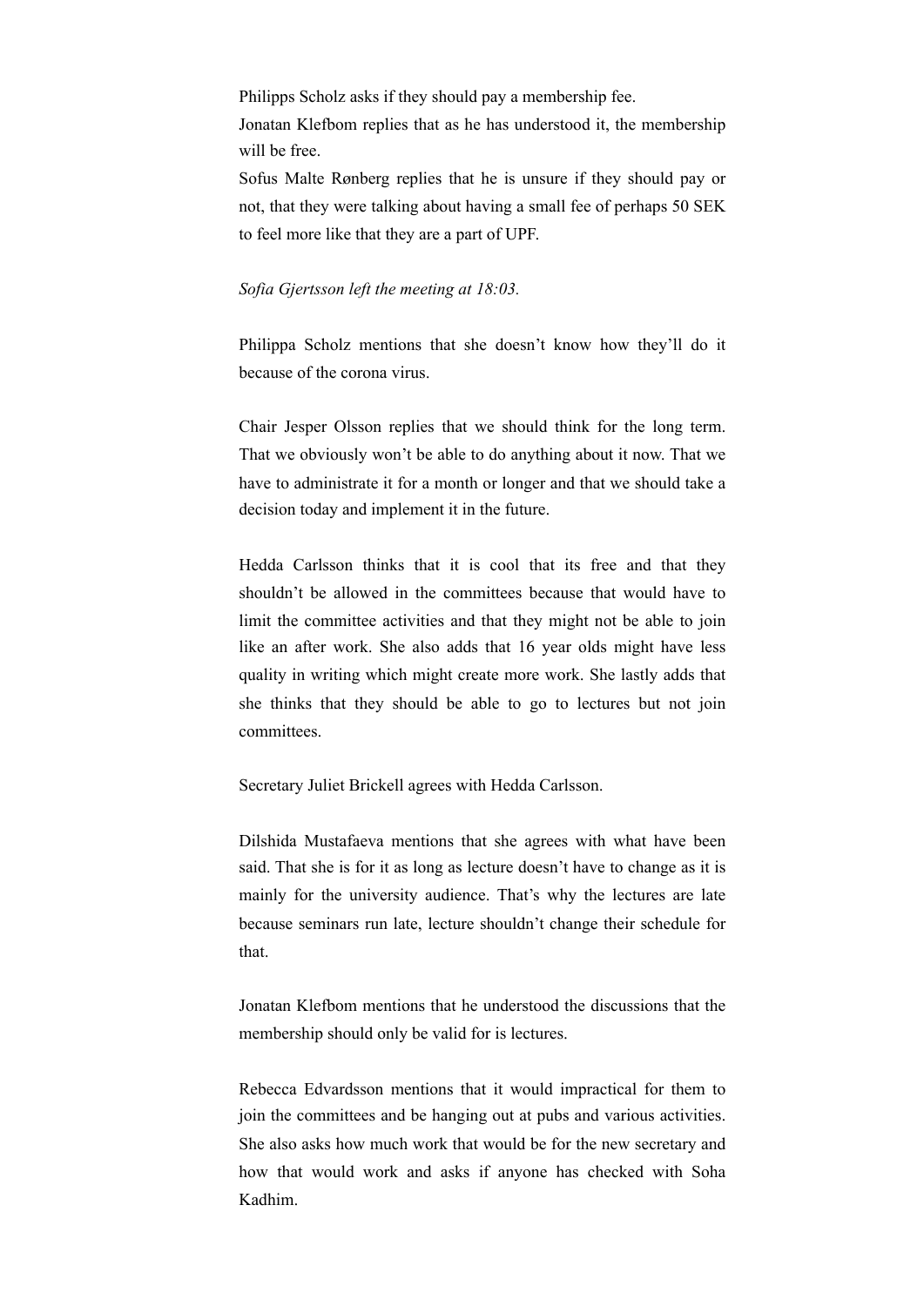Philipps Scholz asks if they should pay a membership fee.
Jonatan Klefbom replies that as he has understood it, the membership will be free.
Sofus Malte Rønberg replies that he is unsure if they should pay or not, that they were talking about having a small fee of perhaps 50 SEK to feel more like that they are a part of UPF.

*Sofia Gjertsson left the meeting at 18:03.*

Philippa Scholz mentions that she doesn't know how they'll do it because of the corona virus.

Chair Jesper Olsson replies that we should think for the long term. That we obviously won't be able to do anything about it now. That we have to administrate it for a month or longer and that we should take a decision today and implement it in the future.

Hedda Carlsson thinks that it is cool that its free and that they shouldn't be allowed in the committees because that would have to limit the committee activities and that they might not be able to join like an after work. She also adds that 16 year olds might have less quality in writing which might create more work. She lastly adds that she thinks that they should be able to go to lectures but not join committees.

Secretary Juliet Brickell agrees with Hedda Carlsson.

Dilshida Mustafaeva mentions that she agrees with what have been said. That she is for it as long as lecture doesn't have to change as it is mainly for the university audience. That's why the lectures are late because seminars run late, lecture shouldn't change their schedule for that.

Jonatan Klefbom mentions that he understood the discussions that the membership should only be valid for is lectures.

Rebecca Edvardsson mentions that it would impractical for them to join the committees and be hanging out at pubs and various activities. She also asks how much work that would be for the new secretary and how that would work and asks if anyone has checked with Soha Kadhim.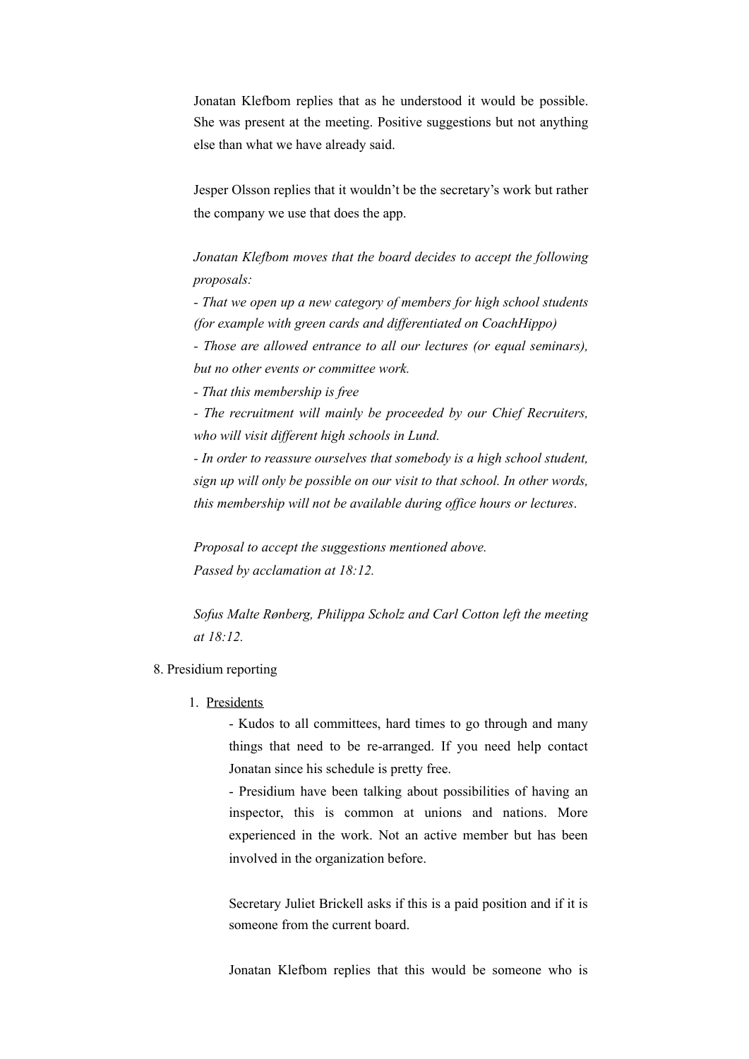Jonatan Klefbom replies that as he understood it would be possible. She was present at the meeting. Positive suggestions but not anything else than what we have already said.

Jesper Olsson replies that it wouldn't be the secretary's work but rather the company we use that does the app.

*Jonatan Klefbom moves that the board decides to accept the following proposals:*

*- That we open up a new category of members for high school students (for example with green cards and differentiated on CoachHippo)*

*- Those are allowed entrance to all our lectures (or equal seminars), but no other events or committee work.*

*- That this membership is free*

*- The recruitment will mainly be proceeded by our Chief Recruiters, who will visit different high schools in Lund.*

*- In order to reassure ourselves that somebody is a high school student, sign up will only be possible on our visit to that school. In other words, this membership will not be available during office hours or lectures*.

*Proposal to accept the suggestions mentioned above.*
*Passed by acclamation at 18:12.*

*Sofus Malte Rønberg, Philippa Scholz and Carl Cotton left the meeting at 18:12.*

8. Presidium reporting

1. Presidents

   - Kudos to all committees, hard times to go through and many things that need to be re-arranged. If you need help contact Jonatan since his schedule is pretty free.
   - Presidium have been talking about possibilities of having an inspector, this is common at unions and nations. More experienced in the work. Not an active member but has been involved in the organization before.

   Secretary Juliet Brickell asks if this is a paid position and if it is someone from the current board.

   Jonatan Klefbom replies that this would be someone who is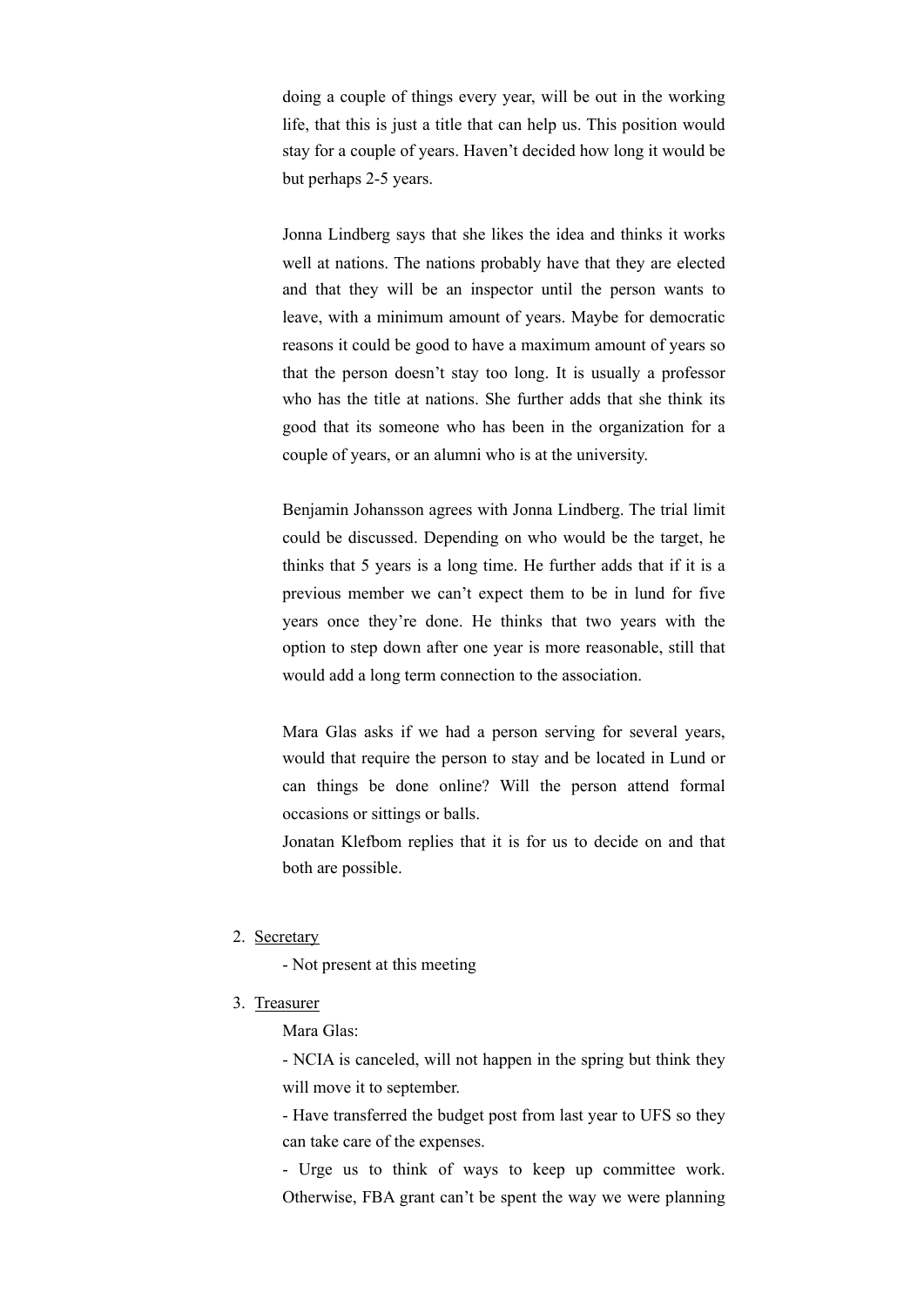doing a couple of things every year, will be out in the working life, that this is just a title that can help us. This position would stay for a couple of years. Haven't decided how long it would be but perhaps 2-5 years.

Jonna Lindberg says that she likes the idea and thinks it works well at nations. The nations probably have that they are elected and that they will be an inspector until the person wants to leave, with a minimum amount of years. Maybe for democratic reasons it could be good to have a maximum amount of years so that the person doesn't stay too long. It is usually a professor who has the title at nations. She further adds that she think its good that its someone who has been in the organization for a couple of years, or an alumni who is at the university.

Benjamin Johansson agrees with Jonna Lindberg. The trial limit could be discussed. Depending on who would be the target, he thinks that 5 years is a long time. He further adds that if it is a previous member we can't expect them to be in lund for five years once they're done. He thinks that two years with the option to step down after one year is more reasonable, still that would add a long term connection to the association.

Mara Glas asks if we had a person serving for several years, would that require the person to stay and be located in Lund or can things be done online? Will the person attend formal occasions or sittings or balls.
Jonatan Klefbom replies that it is for us to decide on and that both are possible.

2. Secretary

   - Not present at this meeting

3. Treasurer

   Mara Glas:

   - NCIA is canceled, will not happen in the spring but think they will move it to september.

   - Have transferred the budget post from last year to UFS so they can take care of the expenses.

   - Urge us to think of ways to keep up committee work. Otherwise, FBA grant can't be spent the way we were planning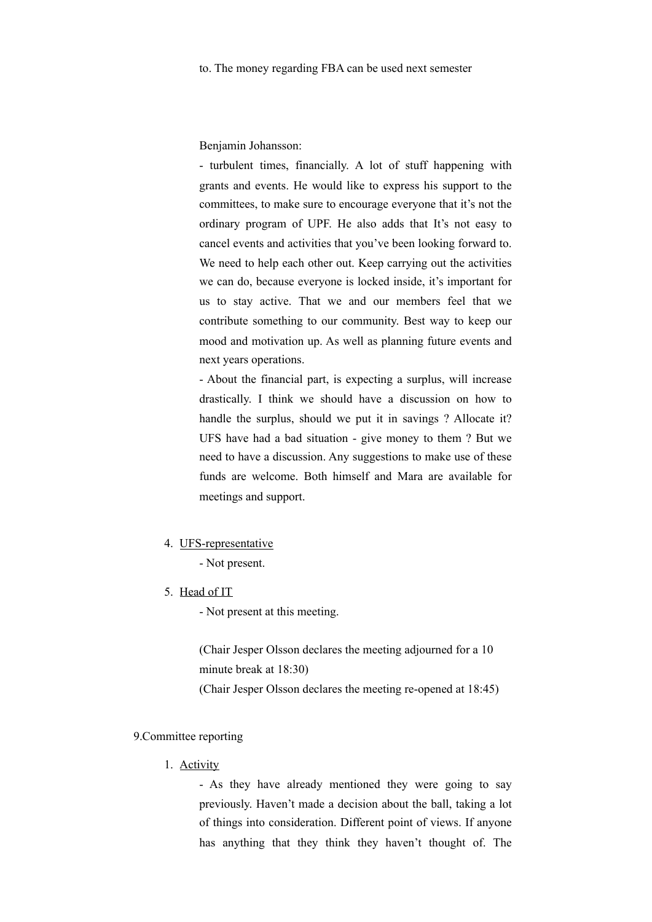to. The money regarding FBA can be used next semester

Benjamin Johansson:

- turbulent times, financially. A lot of stuff happening with grants and events. He would like to express his support to the committees, to make sure to encourage everyone that it's not the ordinary program of UPF. He also adds that It's not easy to cancel events and activities that you've been looking forward to. We need to help each other out. Keep carrying out the activities we can do, because everyone is locked inside, it's important for us to stay active. That we and our members feel that we contribute something to our community. Best way to keep our mood and motivation up. As well as planning future events and next years operations.
- About the financial part, is expecting a surplus, will increase drastically. I think we should have a discussion on how to handle the surplus, should we put it in savings ? Allocate it? UFS have had a bad situation - give money to them ? But we need to have a discussion. Any suggestions to make use of these funds are welcome. Both himself and Mara are available for meetings and support.

4. UFS-representative
   - Not present.
5. Head of IT
   - Not present at this meeting.

   (Chair Jesper Olsson declares the meeting adjourned for a 10 minute break at 18:30)
   (Chair Jesper Olsson declares the meeting re-opened at 18:45)

9.Committee reporting

1. Activity
   - As they have already mentioned they were going to say previously. Haven't made a decision about the ball, taking a lot of things into consideration. Different point of views. If anyone has anything that they think they haven't thought of. The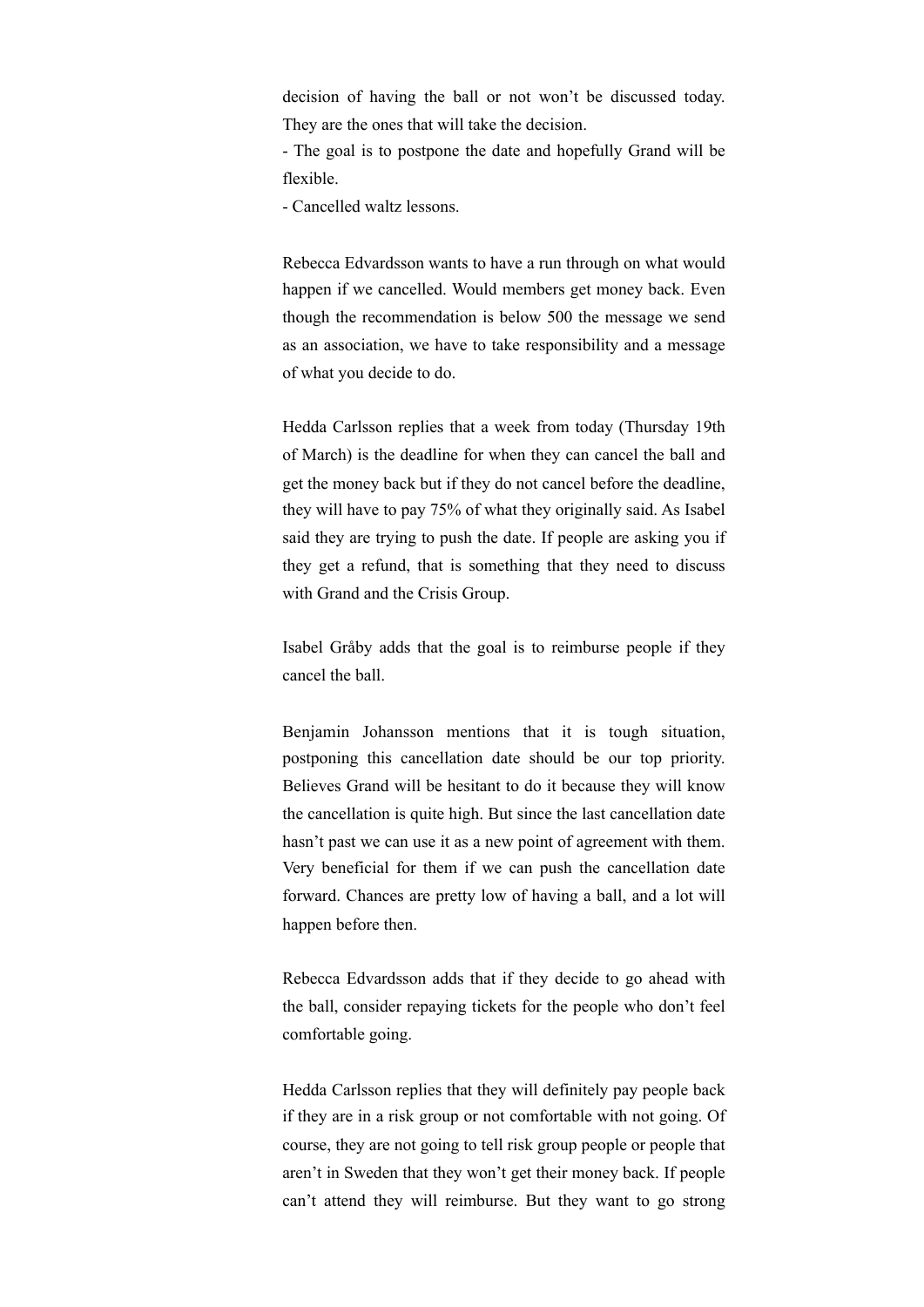decision of having the ball or not won't be discussed today. They are the ones that will take the decision.

- The goal is to postpone the date and hopefully Grand will be flexible.
- Cancelled waltz lessons.

Rebecca Edvardsson wants to have a run through on what would happen if we cancelled. Would members get money back. Even though the recommendation is below 500 the message we send as an association, we have to take responsibility and a message of what you decide to do.

Hedda Carlsson replies that a week from today (Thursday 19th of March) is the deadline for when they can cancel the ball and get the money back but if they do not cancel before the deadline, they will have to pay 75% of what they originally said. As Isabel said they are trying to push the date. If people are asking you if they get a refund, that is something that they need to discuss with Grand and the Crisis Group.

Isabel Gråby adds that the goal is to reimburse people if they cancel the ball.

Benjamin Johansson mentions that it is tough situation, postponing this cancellation date should be our top priority. Believes Grand will be hesitant to do it because they will know the cancellation is quite high. But since the last cancellation date hasn't past we can use it as a new point of agreement with them. Very beneficial for them if we can push the cancellation date forward. Chances are pretty low of having a ball, and a lot will happen before then.

Rebecca Edvardsson adds that if they decide to go ahead with the ball, consider repaying tickets for the people who don't feel comfortable going.

Hedda Carlsson replies that they will definitely pay people back if they are in a risk group or not comfortable with not going. Of course, they are not going to tell risk group people or people that aren't in Sweden that they won't get their money back. If people can't attend they will reimburse. But they want to go strong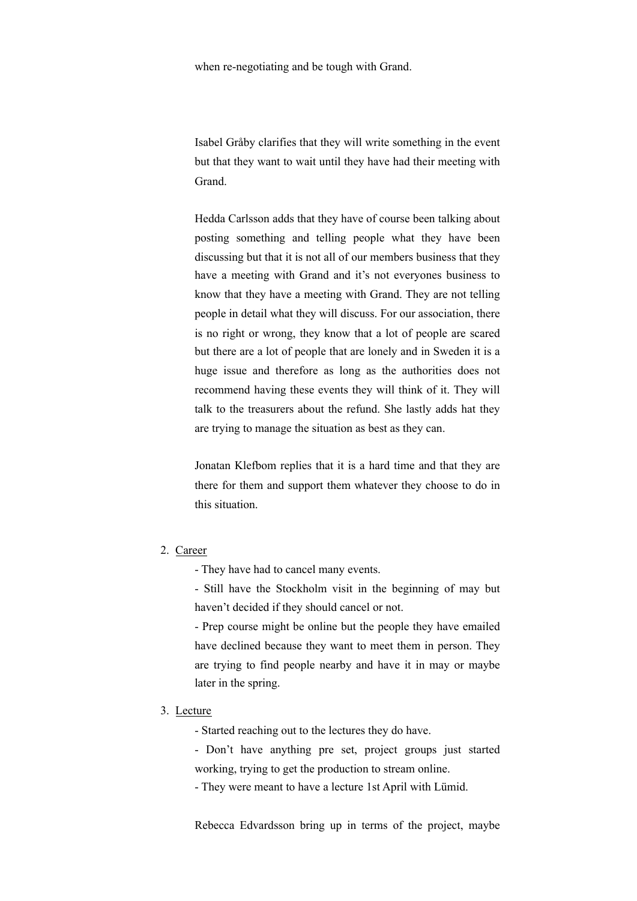when re-negotiating and be tough with Grand.

Isabel Gråby clarifies that they will write something in the event but that they want to wait until they have had their meeting with Grand.

Hedda Carlsson adds that they have of course been talking about posting something and telling people what they have been discussing but that it is not all of our members business that they have a meeting with Grand and it's not everyones business to know that they have a meeting with Grand. They are not telling people in detail what they will discuss. For our association, there is no right or wrong, they know that a lot of people are scared but there are a lot of people that are lonely and in Sweden it is a huge issue and therefore as long as the authorities does not recommend having these events they will think of it. They will talk to the treasurers about the refund. She lastly adds hat they are trying to manage the situation as best as they can.

Jonatan Klefbom replies that it is a hard time and that they are there for them and support them whatever they choose to do in this situation.

2. Career
   - They have had to cancel many events.
   - Still have the Stockholm visit in the beginning of may but haven't decided if they should cancel or not.
   - Prep course might be online but the people they have emailed have declined because they want to meet them in person. They are trying to find people nearby and have it in may or maybe later in the spring.

3. Lecture
   - Started reaching out to the lectures they do have.
   - Don't have anything pre set, project groups just started working, trying to get the production to stream online.
   - They were meant to have a lecture 1st April with Lümid.

Rebecca Edvardsson bring up in terms of the project, maybe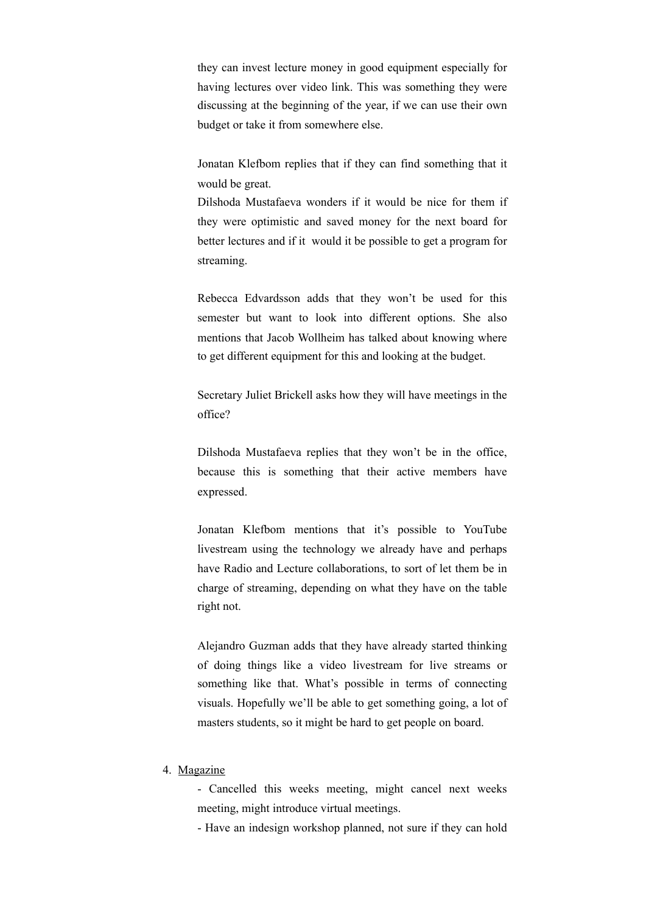they can invest lecture money in good equipment especially for having lectures over video link. This was something they were discussing at the beginning of the year, if we can use their own budget or take it from somewhere else.

Jonatan Klefbom replies that if they can find something that it would be great.
Dilshoda Mustafaeva wonders if it would be nice for them if they were optimistic and saved money for the next board for better lectures and if it would it be possible to get a program for streaming.

Rebecca Edvardsson adds that they won't be used for this semester but want to look into different options. She also mentions that Jacob Wollheim has talked about knowing where to get different equipment for this and looking at the budget.

Secretary Juliet Brickell asks how they will have meetings in the office?

Dilshoda Mustafaeva replies that they won't be in the office, because this is something that their active members have expressed.

Jonatan Klefbom mentions that it's possible to YouTube livestream using the technology we already have and perhaps have Radio and Lecture collaborations, to sort of let them be in charge of streaming, depending on what they have on the table right not.

Alejandro Guzman adds that they have already started thinking of doing things like a video livestream for live streams or something like that. What's possible in terms of connecting visuals. Hopefully we'll be able to get something going, a lot of masters students, so it might be hard to get people on board.

4. <u>Magazine</u>
   - Cancelled this weeks meeting, might cancel next weeks meeting, might introduce virtual meetings.
   - Have an indesign workshop planned, not sure if they can hold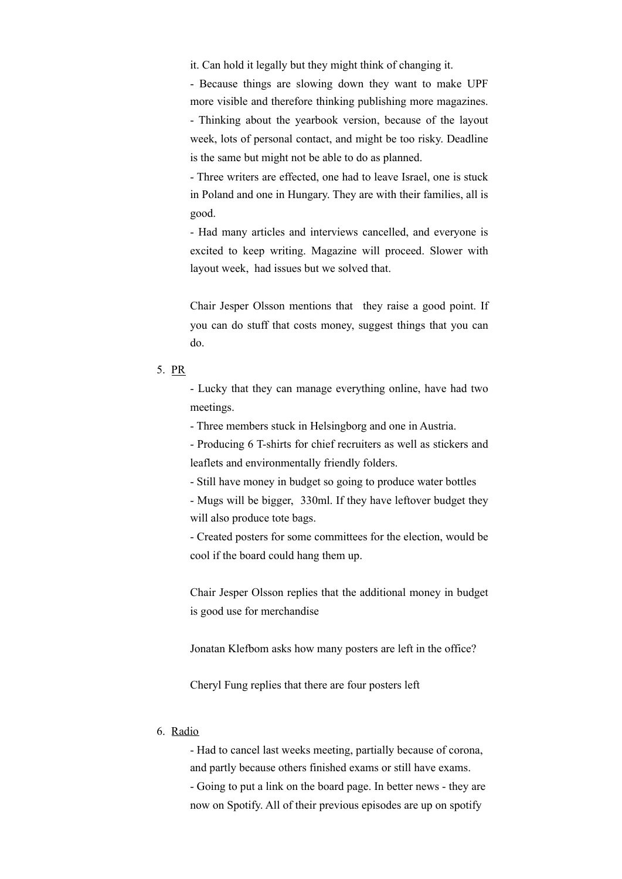it. Can hold it legally but they might think of changing it.

- Because things are slowing down they want to make UPF more visible and therefore thinking publishing more magazines.
- Thinking about the yearbook version, because of the layout week, lots of personal contact, and might be too risky. Deadline is the same but might not be able to do as planned.
- Three writers are effected, one had to leave Israel, one is stuck in Poland and one in Hungary. They are with their families, all is good.
- Had many articles and interviews cancelled, and everyone is excited to keep writing. Magazine will proceed. Slower with layout week, had issues but we solved that.

Chair Jesper Olsson mentions that they raise a good point. If you can do stuff that costs money, suggest things that you can do.

5. PR

- Lucky that they can manage everything online, have had two meetings.
- Three members stuck in Helsingborg and one in Austria.
- Producing 6 T-shirts for chief recruiters as well as stickers and leaflets and environmentally friendly folders.
- Still have money in budget so going to produce water bottles
- Mugs will be bigger, 330ml. If they have leftover budget they will also produce tote bags.
- Created posters for some committees for the election, would be cool if the board could hang them up.

Chair Jesper Olsson replies that the additional money in budget is good use for merchandise

Jonatan Klefbom asks how many posters are left in the office?

Cheryl Fung replies that there are four posters left

6. Radio

- Had to cancel last weeks meeting, partially because of corona, and partly because others finished exams or still have exams.
- Going to put a link on the board page. In better news - they are now on Spotify. All of their previous episodes are up on spotify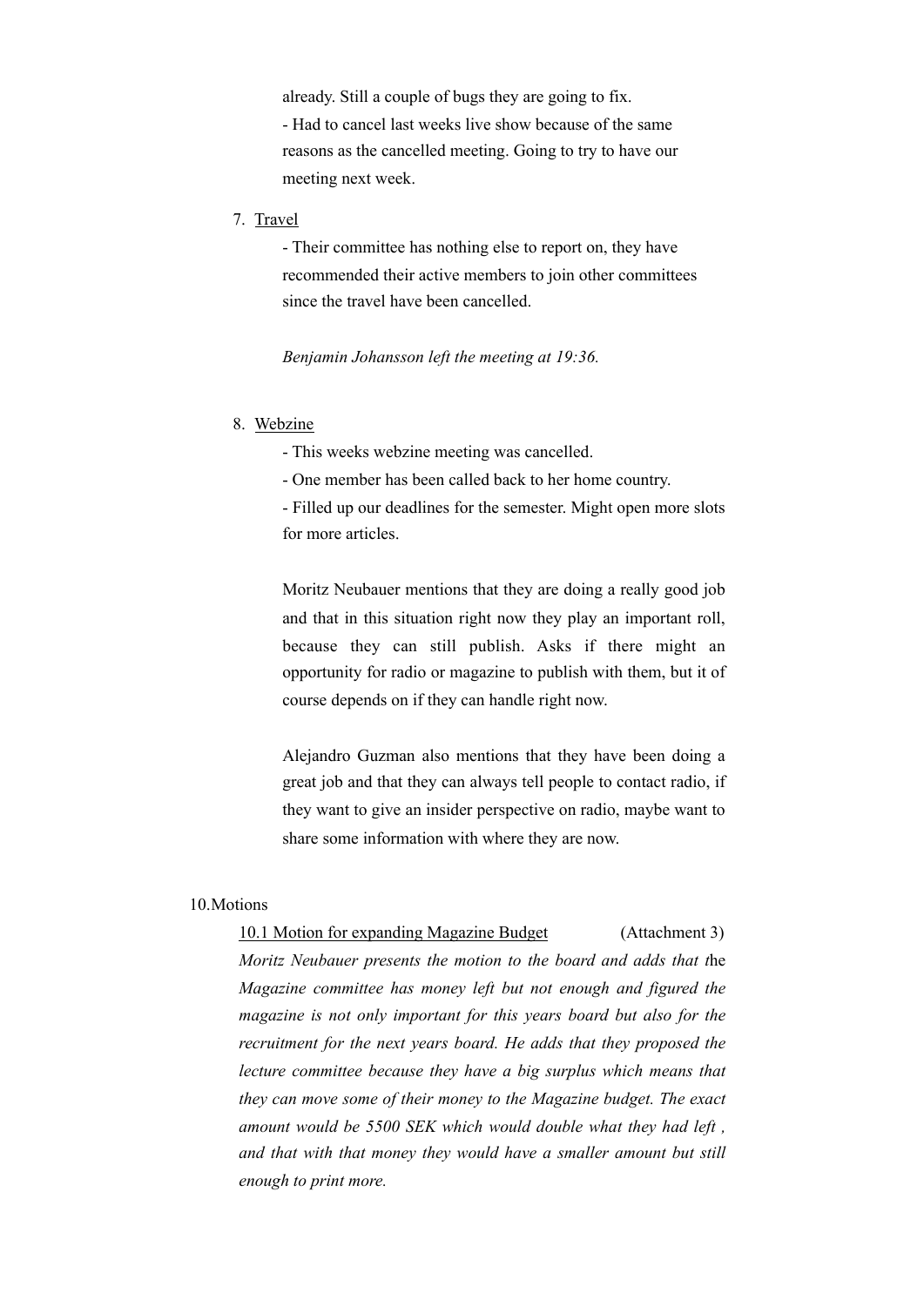already. Still a couple of bugs they are going to fix.
- Had to cancel last weeks live show because of the same reasons as the cancelled meeting. Going to try to have our meeting next week.

7. Travel
   - Their committee has nothing else to report on, they have recommended their active members to join other committees since the travel have been cancelled.

   *Benjamin Johansson left the meeting at 19:36.*

8. Webzine
   - This weeks webzine meeting was cancelled.
   - One member has been called back to her home country.
   - Filled up our deadlines for the semester. Might open more slots for more articles.

   Moritz Neubauer mentions that they are doing a really good job and that in this situation right now they play an important roll, because they can still publish. Asks if there might an opportunity for radio or magazine to publish with them, but it of course depends on if they can handle right now.

   Alejandro Guzman also mentions that they have been doing a great job and that they can always tell people to contact radio, if they want to give an insider perspective on radio, maybe want to share some information with where they are now.

10. Motions

10.1 Motion for expanding Magazine Budget (Attachment 3)

*Moritz Neubauer presents the motion to the board and adds that the Magazine committee has money left but not enough and figured the magazine is not only important for this years board but also for the recruitment for the next years board. He adds that they proposed the lecture committee because they have a big surplus which means that they can move some of their money to the Magazine budget. The exact amount would be 5500 SEK which would double what they had left , and that with that money they would have a smaller amount but still enough to print more.*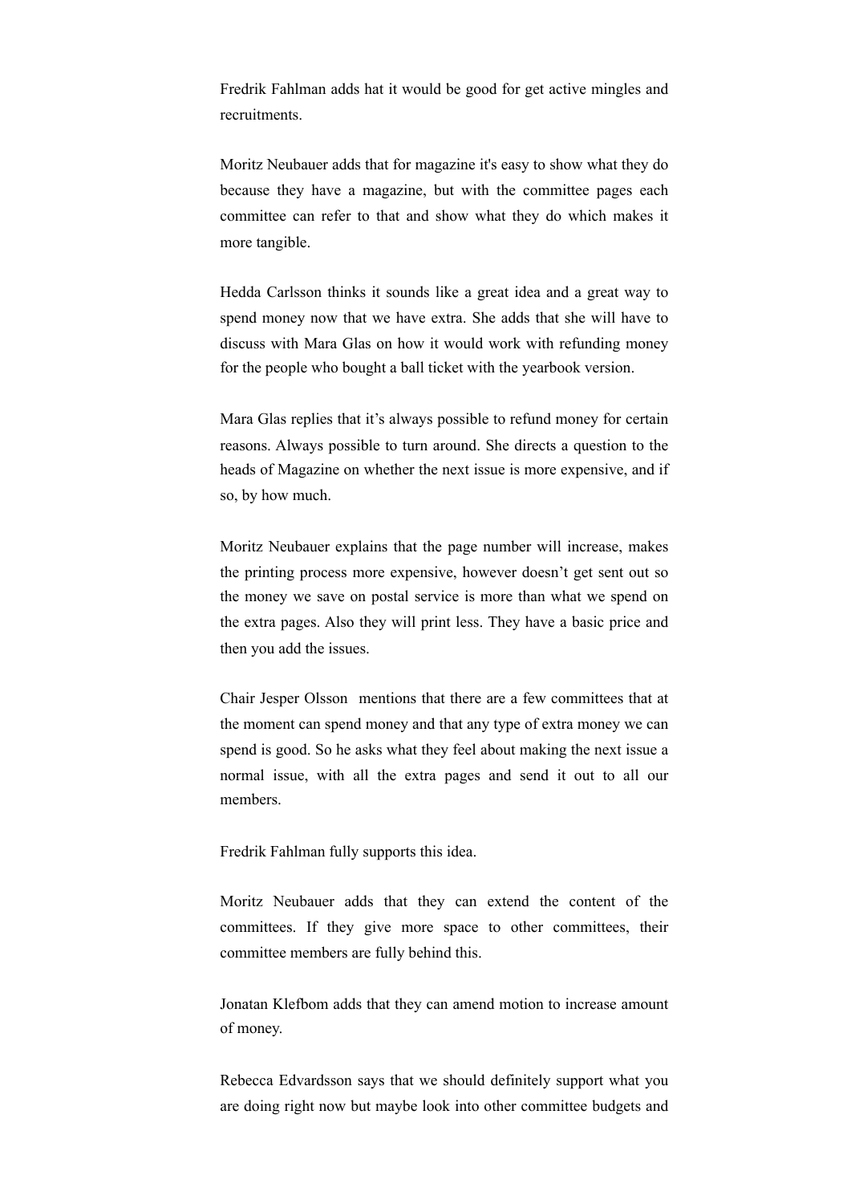Fredrik Fahlman adds hat it would be good for get active mingles and recruitments.

Moritz Neubauer adds that for magazine it's easy to show what they do because they have a magazine, but with the committee pages each committee can refer to that and show what they do which makes it more tangible.

Hedda Carlsson thinks it sounds like a great idea and a great way to spend money now that we have extra. She adds that she will have to discuss with Mara Glas on how it would work with refunding money for the people who bought a ball ticket with the yearbook version.

Mara Glas replies that it's always possible to refund money for certain reasons. Always possible to turn around. She directs a question to the heads of Magazine on whether the next issue is more expensive, and if so, by how much.

Moritz Neubauer explains that the page number will increase, makes the printing process more expensive, however doesn't get sent out so the money we save on postal service is more than what we spend on the extra pages. Also they will print less. They have a basic price and then you add the issues.

Chair Jesper Olsson mentions that there are a few committees that at the moment can spend money and that any type of extra money we can spend is good. So he asks what they feel about making the next issue a normal issue, with all the extra pages and send it out to all our members.

Fredrik Fahlman fully supports this idea.

Moritz Neubauer adds that they can extend the content of the committees. If they give more space to other committees, their committee members are fully behind this.

Jonatan Klefbom adds that they can amend motion to increase amount of money.

Rebecca Edvardsson says that we should definitely support what you are doing right now but maybe look into other committee budgets and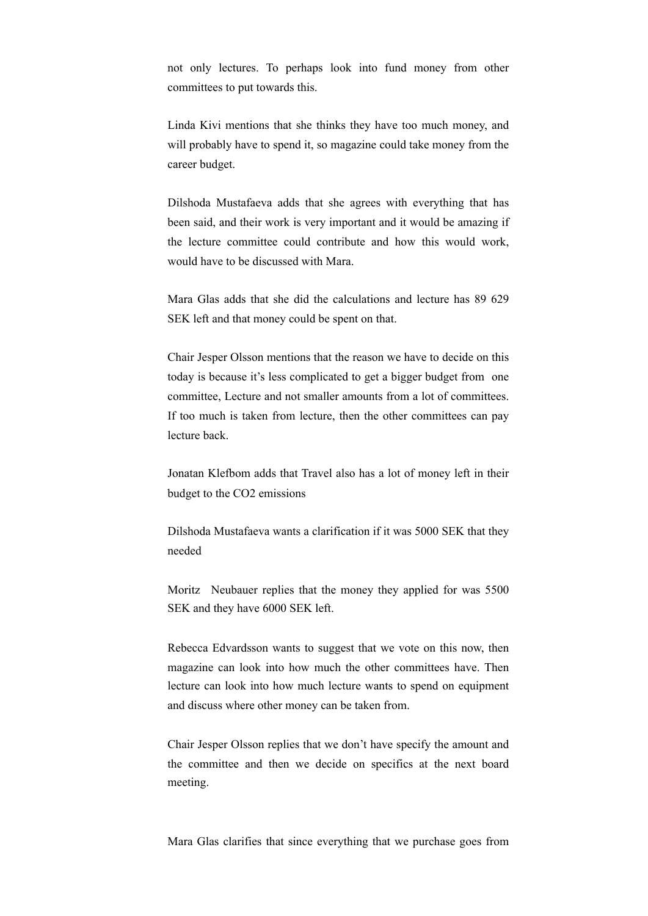not only lectures. To perhaps look into fund money from other committees to put towards this.

Linda Kivi mentions that she thinks they have too much money, and will probably have to spend it, so magazine could take money from the career budget.

Dilshoda Mustafaeva adds that she agrees with everything that has been said, and their work is very important and it would be amazing if the lecture committee could contribute and how this would work, would have to be discussed with Mara.

Mara Glas adds that she did the calculations and lecture has 89 629 SEK left and that money could be spent on that.

Chair Jesper Olsson mentions that the reason we have to decide on this today is because it's less complicated to get a bigger budget from one committee, Lecture and not smaller amounts from a lot of committees. If too much is taken from lecture, then the other committees can pay lecture back.

Jonatan Klefbom adds that Travel also has a lot of money left in their budget to the CO2 emissions

Dilshoda Mustafaeva wants a clarification if it was 5000 SEK that they needed

Moritz Neubauer replies that the money they applied for was 5500 SEK and they have 6000 SEK left.

Rebecca Edvardsson wants to suggest that we vote on this now, then magazine can look into how much the other committees have. Then lecture can look into how much lecture wants to spend on equipment and discuss where other money can be taken from.

Chair Jesper Olsson replies that we don't have specify the amount and the committee and then we decide on specifics at the next board meeting.

Mara Glas clarifies that since everything that we purchase goes from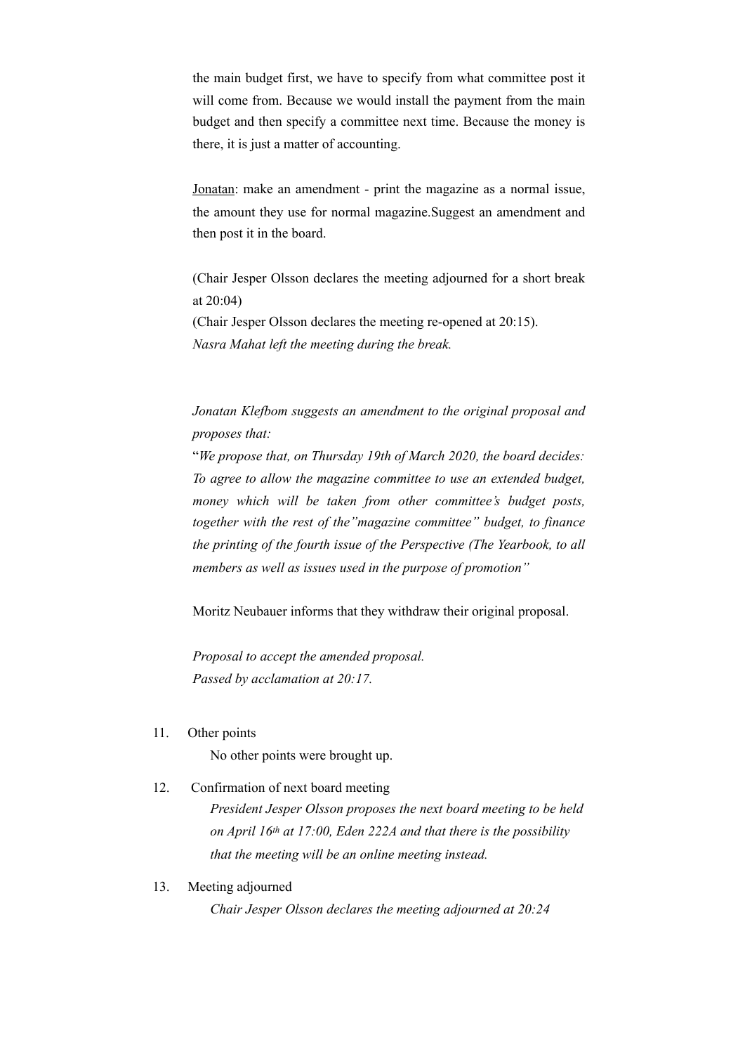the main budget first, we have to specify from what committee post it will come from. Because we would install the payment from the main budget and then specify a committee next time. Because the money is there, it is just a matter of accounting.

Jonatan: make an amendment - print the magazine as a normal issue, the amount they use for normal magazine.Suggest an amendment and then post it in the board.

(Chair Jesper Olsson declares the meeting adjourned for a short break at 20:04)
(Chair Jesper Olsson declares the meeting re-opened at 20:15).
*Nasra Mahat left the meeting during the break.*

*Jonatan Klefbom suggests an amendment to the original proposal and proposes that:*
"*We propose that, on Thursday 19th of March 2020, the board decides: To agree to allow the magazine committee to use an extended budget, money which will be taken from other committee's budget posts, together with the rest of the"magazine committee" budget, to finance the printing of the fourth issue of the Perspective (The Yearbook, to all members as well as issues used in the purpose of promotion"*

Moritz Neubauer informs that they withdraw their original proposal.

*Proposal to accept the amended proposal.*
*Passed by acclamation at 20:17.*

11. Other points

    No other points were brought up.

12. Confirmation of next board meeting

    *President Jesper Olsson proposes the next board meeting to be held on April 16th at 17:00, Eden 222A and that there is the possibility that the meeting will be an online meeting instead.*

13. Meeting adjourned

    *Chair Jesper Olsson declares the meeting adjourned at 20:24*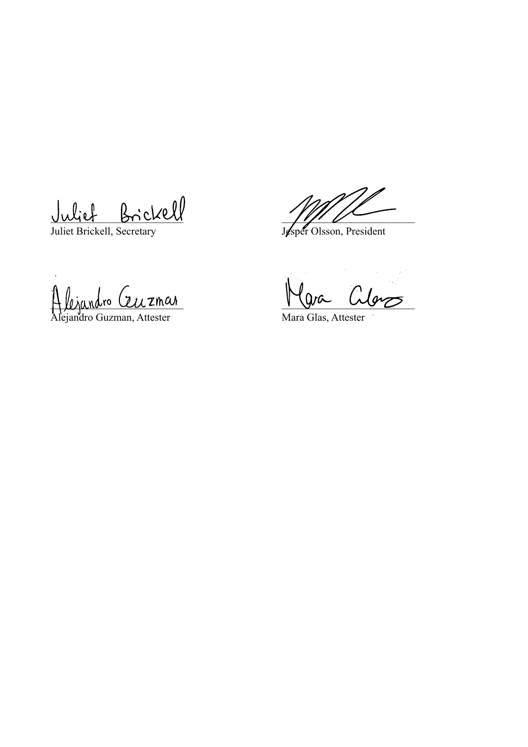Juliet Brickell, Secretary

Jesper Olsson, President

Alejandro Guzman, Attester

Mara Glas, Attester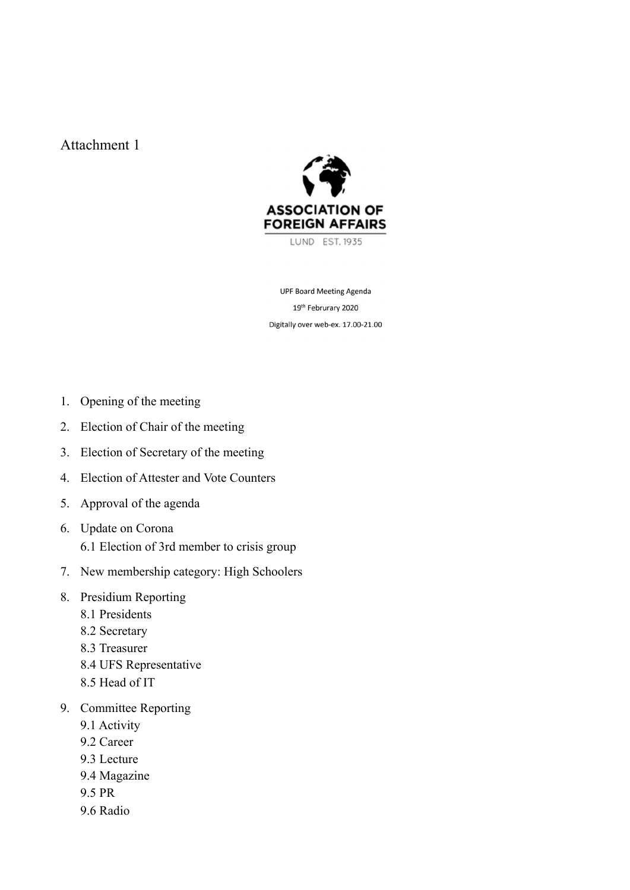Attachment 1

ASSOCIATION OF FOREIGN AFFAIRS

LUND EST. 1935

UPF Board Meeting Agenda

19th Februrary 2020

Digitally over web-ex. 17.00-21.00

1. Opening of the meeting
2. Election of Chair of the meeting
3. Election of Secretary of the meeting
4. Election of Attester and Vote Counters
5. Approval of the agenda
6. Update on Corona
   6.1 Election of 3rd member to crisis group
7. New membership category: High Schoolers
8. Presidium Reporting
   8.1 Presidents
   8.2 Secretary
   8.3 Treasurer
   8.4 UFS Representative
   8.5 Head of IT
9. Committee Reporting
   9.1 Activity
   9.2 Career
   9.3 Lecture
   9.4 Magazine
   9.5 PR
   9.6 Radio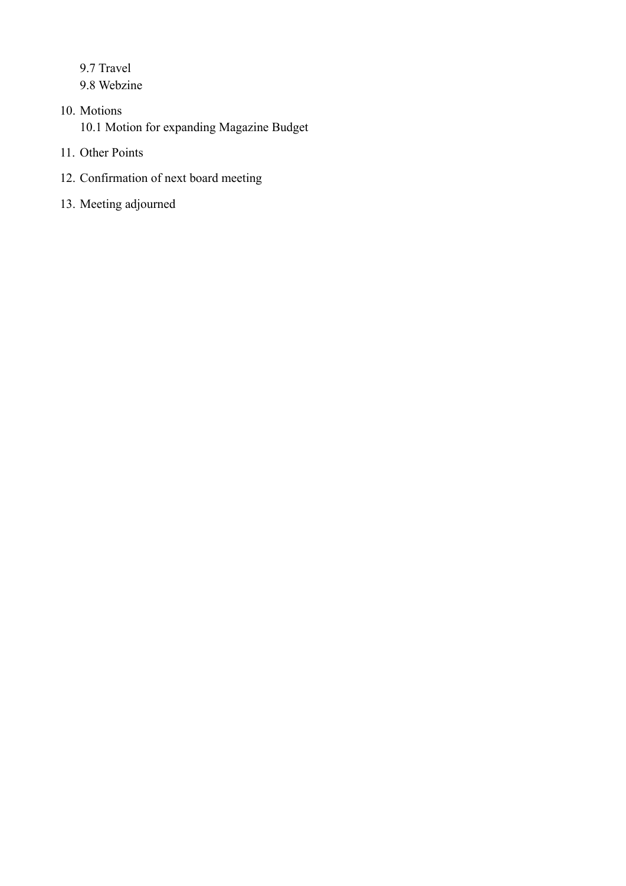9.7 Travel  
9.8 Webzine

10. Motions  
    10.1 Motion for expanding Magazine Budget
11. Other Points
12. Confirmation of next board meeting
13. Meeting adjourned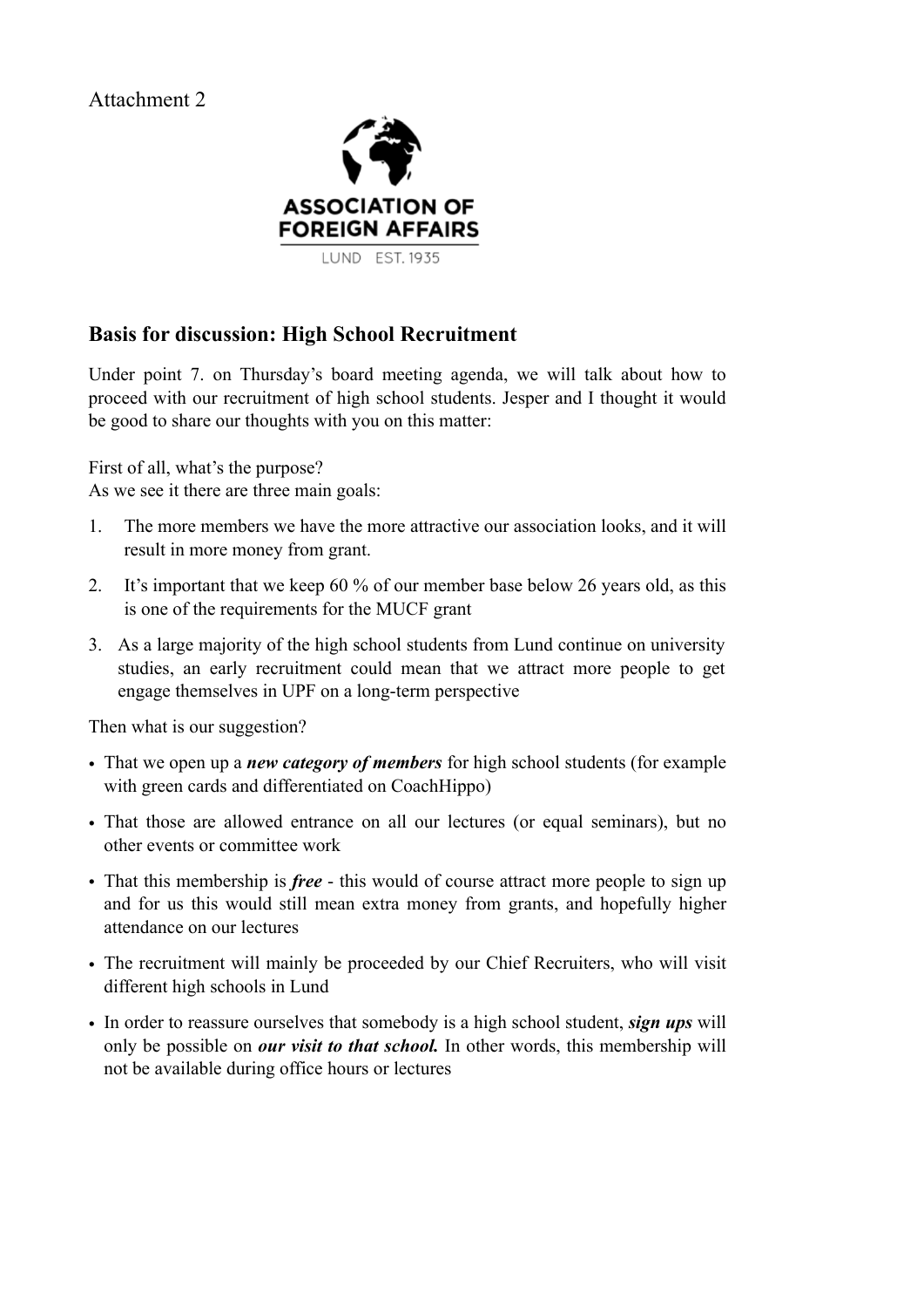Attachment 2

ASSOCIATION OF FOREIGN AFFAIRS

LUND EST. 1935

## Basis for discussion: High School Recruitment

Under point 7. on Thursday's board meeting agenda, we will talk about how to proceed with our recruitment of high school students. Jesper and I thought it would be good to share our thoughts with you on this matter:

First of all, what's the purpose?
As we see it there are three main goals:

1. The more members we have the more attractive our association looks, and it will result in more money from grant.
2. It's important that we keep 60 % of our member base below 26 years old, as this is one of the requirements for the MUCF grant
3. As a large majority of the high school students from Lund continue on university studies, an early recruitment could mean that we attract more people to get engage themselves in UPF on a long-term perspective

Then what is our suggestion?

- That we open up a ***new category of members*** for high school students (for example with green cards and differentiated on CoachHippo)
- That those are allowed entrance on all our lectures (or equal seminars), but no other events or committee work
- That this membership is ***free*** - this would of course attract more people to sign up and for us this would still mean extra money from grants, and hopefully higher attendance on our lectures
- The recruitment will mainly be proceeded by our Chief Recruiters, who will visit different high schools in Lund
- In order to reassure ourselves that somebody is a high school student, ***sign ups*** will only be possible on ***our visit to that school.*** In other words, this membership will not be available during office hours or lectures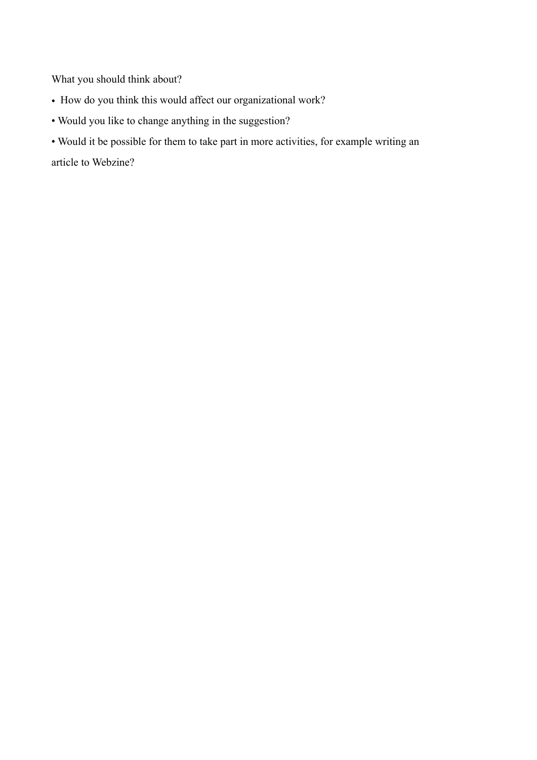What you should think about?

- How do you think this would affect our organizational work?
- Would you like to change anything in the suggestion?
- Would it be possible for them to take part in more activities, for example writing an article to Webzine?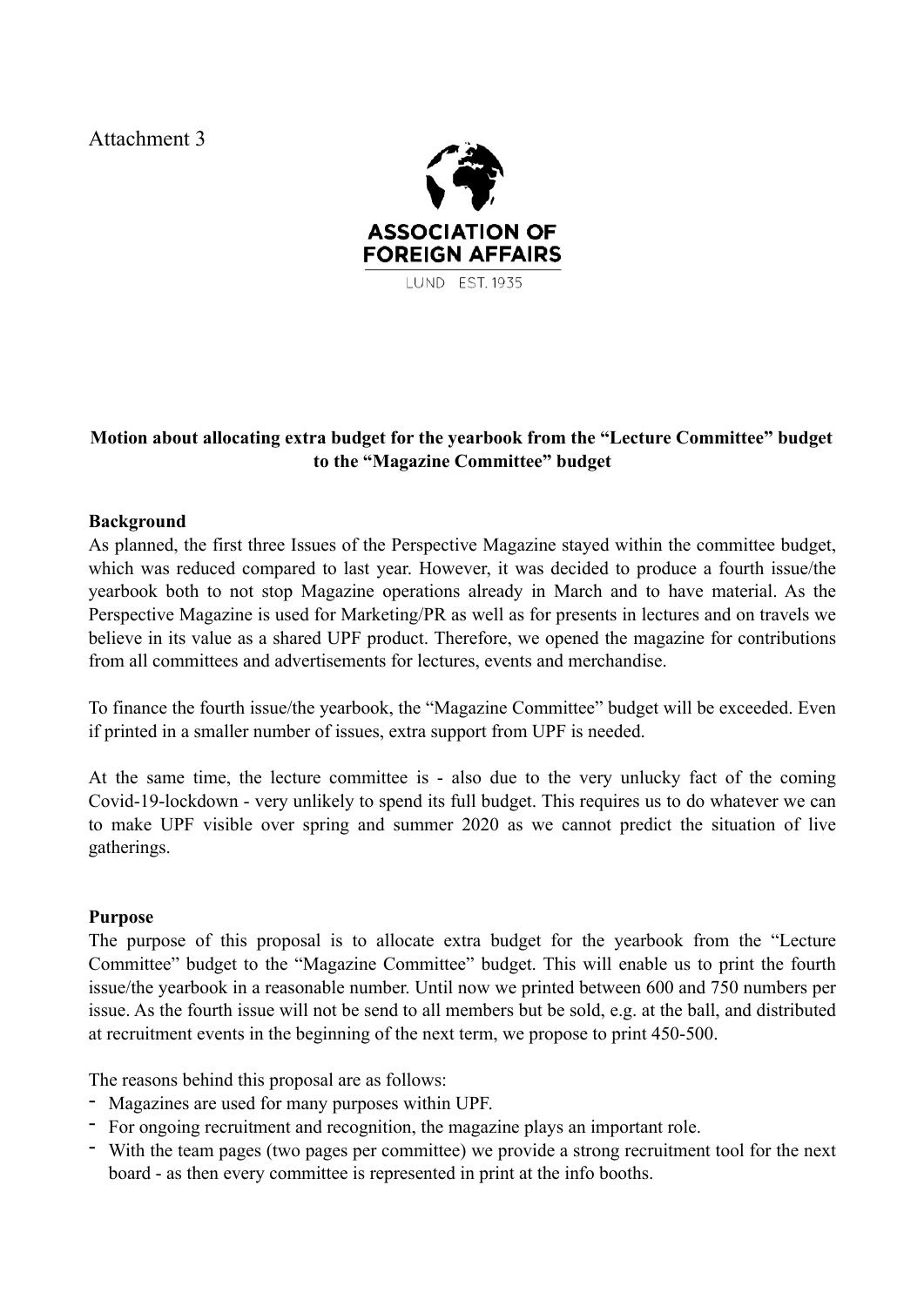Attachment 3

ASSOCIATION OF FOREIGN AFFAIRS

LUND EST. 1935

**Motion about allocating extra budget for the yearbook from the "Lecture Committee" budget to the "Magazine Committee" budget**

**Background**

As planned, the first three Issues of the Perspective Magazine stayed within the committee budget, which was reduced compared to last year. However, it was decided to produce a fourth issue/the yearbook both to not stop Magazine operations already in March and to have material. As the Perspective Magazine is used for Marketing/PR as well as for presents in lectures and on travels we believe in its value as a shared UPF product. Therefore, we opened the magazine for contributions from all committees and advertisements for lectures, events and merchandise.

To finance the fourth issue/the yearbook, the "Magazine Committee" budget will be exceeded. Even if printed in a smaller number of issues, extra support from UPF is needed.

At the same time, the lecture committee is - also due to the very unlucky fact of the coming Covid-19-lockdown - very unlikely to spend its full budget. This requires us to do whatever we can to make UPF visible over spring and summer 2020 as we cannot predict the situation of live gatherings.

**Purpose**

The purpose of this proposal is to allocate extra budget for the yearbook from the "Lecture Committee" budget to the "Magazine Committee" budget. This will enable us to print the fourth issue/the yearbook in a reasonable number. Until now we printed between 600 and 750 numbers per issue. As the fourth issue will not be send to all members but be sold, e.g. at the ball, and distributed at recruitment events in the beginning of the next term, we propose to print 450-500.

The reasons behind this proposal are as follows:

- Magazines are used for many purposes within UPF.
- For ongoing recruitment and recognition, the magazine plays an important role.
- With the team pages (two pages per committee) we provide a strong recruitment tool for the next board - as then every committee is represented in print at the info booths.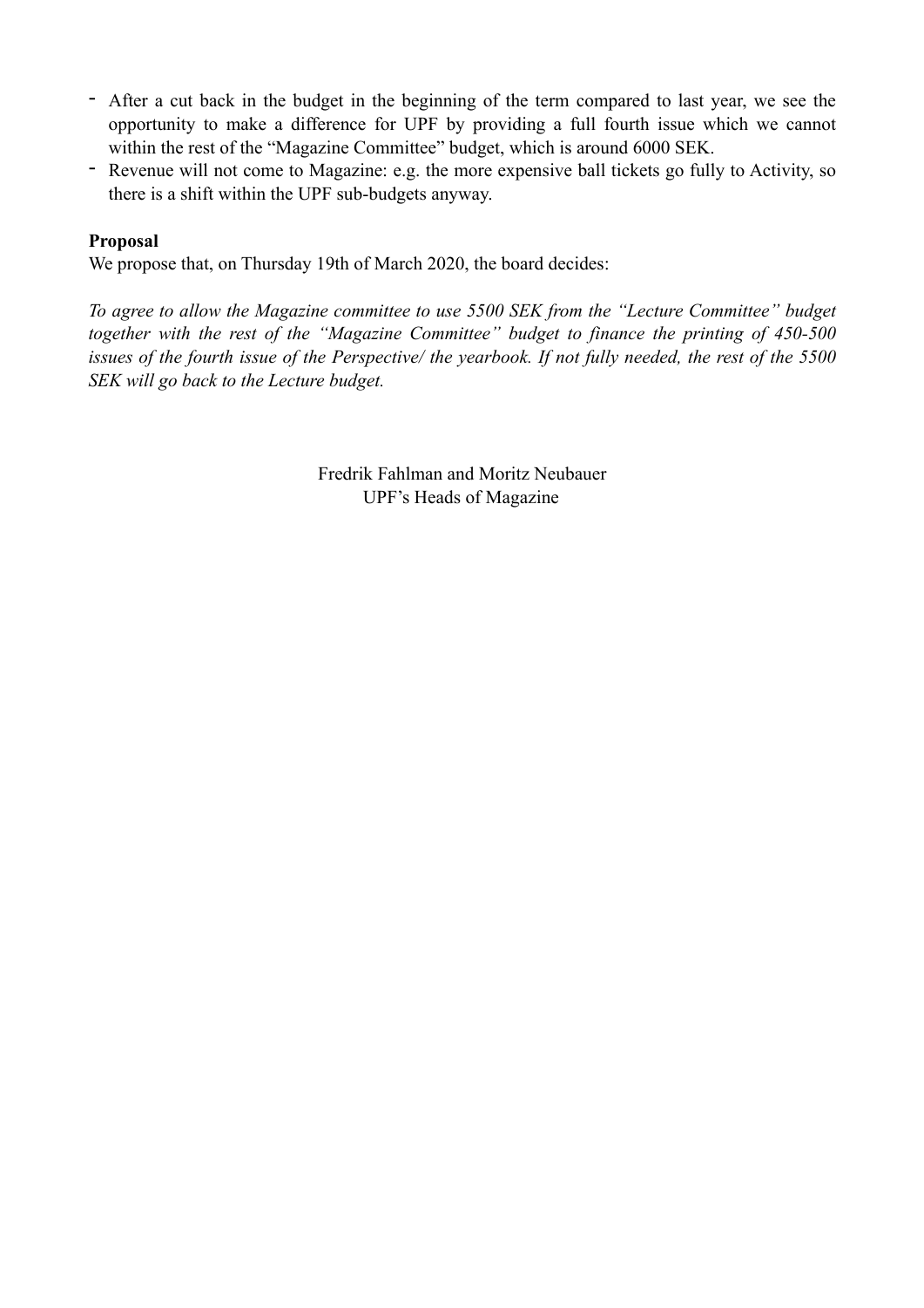- After a cut back in the budget in the beginning of the term compared to last year, we see the opportunity to make a difference for UPF by providing a full fourth issue which we cannot within the rest of the "Magazine Committee" budget, which is around 6000 SEK.
- Revenue will not come to Magazine: e.g. the more expensive ball tickets go fully to Activity, so there is a shift within the UPF sub-budgets anyway.

**Proposal**

We propose that, on Thursday 19th of March 2020, the board decides:

*To agree to allow the Magazine committee to use 5500 SEK from the "Lecture Committee" budget together with the rest of the "Magazine Committee" budget to finance the printing of 450-500 issues of the fourth issue of the Perspective/ the yearbook. If not fully needed, the rest of the 5500 SEK will go back to the Lecture budget.*

Fredrik Fahlman and Moritz Neubauer
UPF's Heads of Magazine